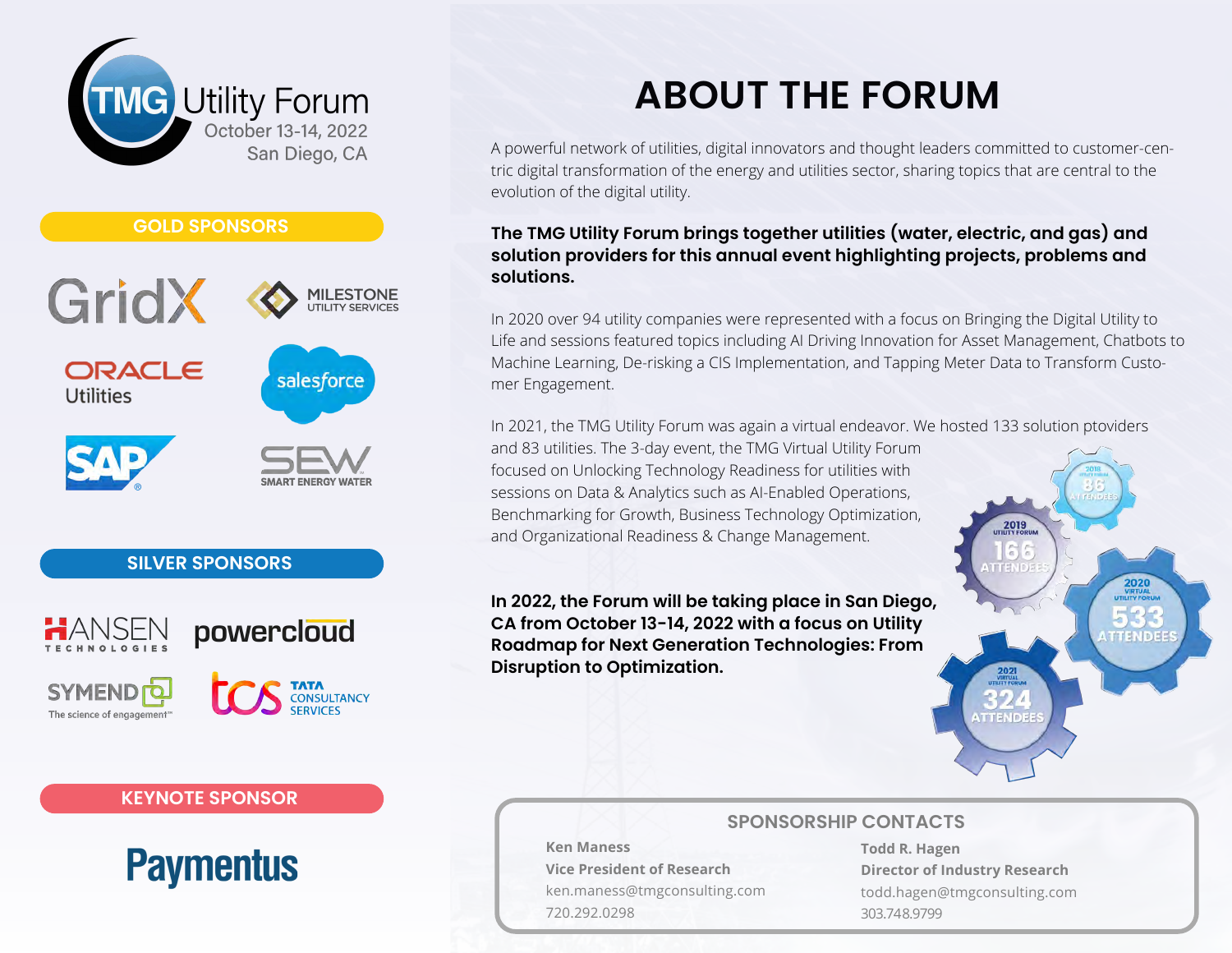# TMG Utility Forum

October 13-14, 2022
San Diego, CA

## GOLD SPONSORS

GridX

MILESTONE UTILITY SERVICES

ORACLE Utilities

salesforce

SAP

SEW SMART ENERGY WATER

## SILVER SPONSORS

HANSEN TECHNOLOGIES

powercloud

SYMEND The science of engagement™

TCS TATA CONSULTANCY SERVICES

## KEYNOTE SPONSOR

Paymentus

# ABOUT THE FORUM

A powerful network of utilities, digital innovators and thought leaders committed to customer-centric digital transformation of the energy and utilities sector, sharing topics that are central to the evolution of the digital utility.

**The TMG Utility Forum brings together utilities (water, electric, and gas) and solution providers for this annual event highlighting projects, problems and solutions.**

In 2020 over 94 utility companies were represented with a focus on Bringing the Digital Utility to Life and sessions featured topics including AI Driving Innovation for Asset Management, Chatbots to Machine Learning, De-risking a CIS Implementation, and Tapping Meter Data to Transform Customer Engagement.

In 2021, the TMG Utility Forum was again a virtual endeavor. We hosted 133 solution ptoviders and 83 utilities. The 3-day event, the TMG Virtual Utility Forum focused on Unlocking Technology Readiness for utilities with sessions on Data & Analytics such as AI-Enabled Operations, Benchmarking for Growth, Business Technology Optimization, and Organizational Readiness & Change Management.

**In 2022, the Forum will be taking place in San Diego, CA from October 13-14, 2022 with a focus on Utility Roadmap for Next Generation Technologies: From Disruption to Optimization.**

2018 Utility Forum: 86 Attendees
2019 Utility Forum: 166 Attendees
2020 Virtual Utility Forum: 533 Attendees
2021 Virtual Utility Forum: 324 Attendees

## SPONSORSHIP CONTACTS

**Ken Maness**
**Vice President of Research**
ken.maness@tmgconsulting.com
720.292.0298

**Todd R. Hagen**
**Director of Industry Research**
todd.hagen@tmgconsulting.com
303.748.9799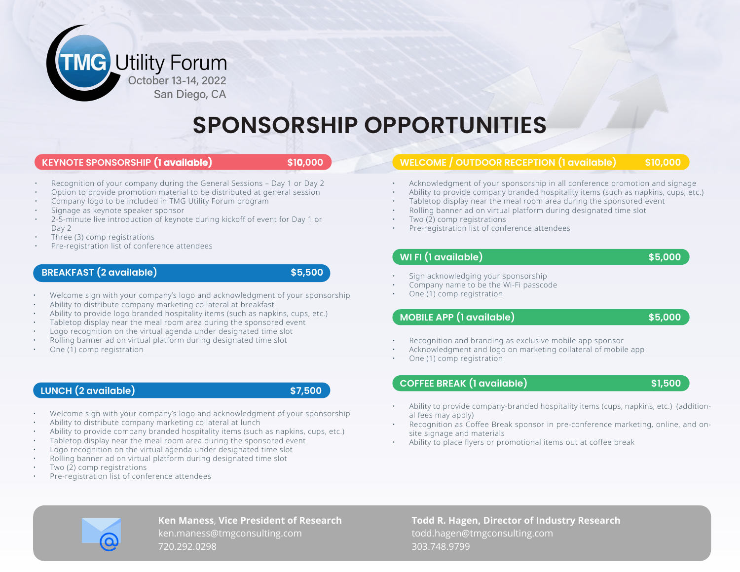TMG Utility Forum
October 13-14, 2022
San Diego, CA

# SPONSORSHIP OPPORTUNITIES

## KEYNOTE SPONSORSHIP (1 available) $10,000

- Recognition of your company during the General Sessions – Day 1 or Day 2
- Option to provide promotion material to be distributed at general session
- Company logo to be included in TMG Utility Forum program
- Signage as keynote speaker sponsor
- 2-5-minute live introduction of keynote during kickoff of event for Day 1 or Day 2
- Three (3) comp registrations
- Pre-registration list of conference attendees

## BREAKFAST (2 available) $5,500

- Welcome sign with your company's logo and acknowledgment of your sponsorship
- Ability to distribute company marketing collateral at breakfast
- Ability to provide logo branded hospitality items (such as napkins, cups, etc.)
- Tabletop display near the meal room area during the sponsored event
- Logo recognition on the virtual agenda under designated time slot
- Rolling banner ad on virtual platform during designated time slot
- One (1) comp registration

## LUNCH (2 available) $7,500

- Welcome sign with your company's logo and acknowledgment of your sponsorship
- Ability to distribute company marketing collateral at lunch
- Ability to provide company branded hospitality items (such as napkins, cups, etc.)
- Tabletop display near the meal room area during the sponsored event
- Logo recognition on the virtual agenda under designated time slot
- Rolling banner ad on virtual platform during designated time slot
- Two (2) comp registrations
- Pre-registration list of conference attendees

## WELCOME / OUTDOOR RECEPTION (1 available) $10,000

- Acknowledgment of your sponsorship in all conference promotion and signage
- Ability to provide company branded hospitality items (such as napkins, cups, etc.)
- Tabletop display near the meal room area during the sponsored event
- Rolling banner ad on virtual platform during designated time slot
- Two (2) comp registrations
- Pre-registration list of conference attendees

## WI FI (1 available) $5,000

- Sign acknowledging your sponsorship
- Company name to be the Wi-Fi passcode
- One (1) comp registration

## MOBILE APP (1 available) $5,000

- Recognition and branding as exclusive mobile app sponsor
- Acknowledgment and logo on marketing collateral of mobile app
- One (1) comp registration

## COFFEE BREAK (1 available) $1,500

- Ability to provide company-branded hospitality items (cups, napkins, etc.) (additional fees may apply)
- Recognition as Coffee Break sponsor in pre-conference marketing, online, and on-site signage and materials
- Ability to place flyers or promotional items out at coffee break

**Ken Maness, Vice President of Research**
ken.maness@tmgconsulting.com
720.292.0298

**Todd R. Hagen, Director of Industry Research**
todd.hagen@tmgconsulting.com
303.748.9799